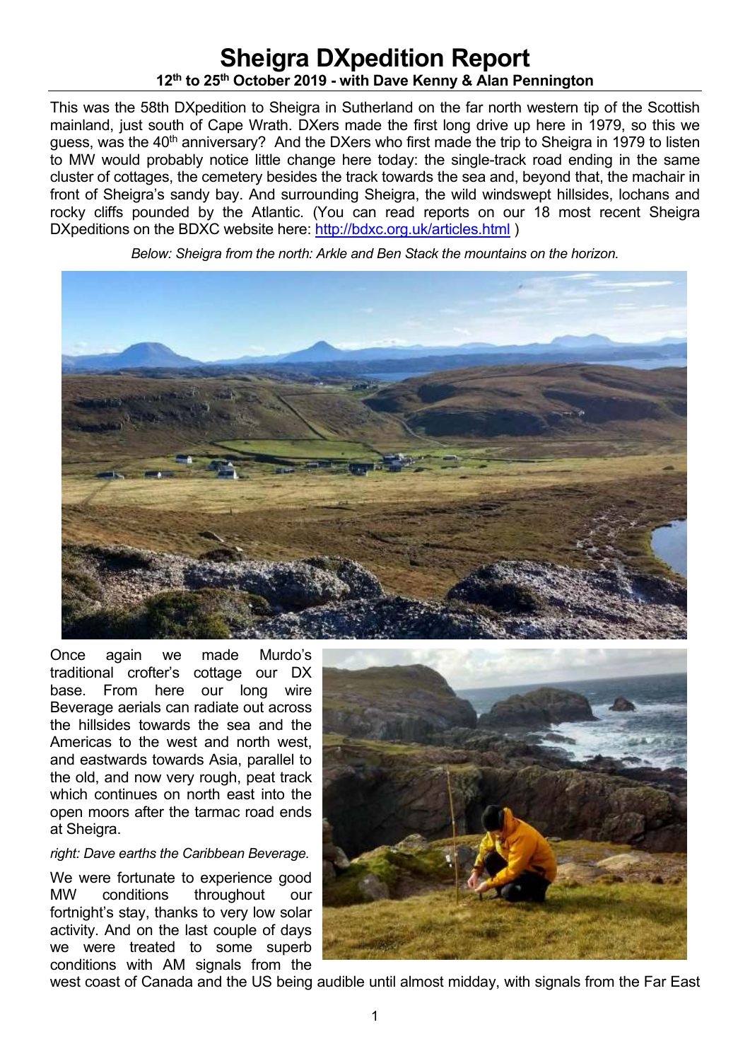# Sheigra DXpedition Report

**12th to 25th October 2019 - with Dave Kenny & Alan Pennington**

This was the 58th DXpedition to Sheigra in Sutherland on the far north western tip of the Scottish mainland, just south of Cape Wrath. DXers made the first long drive up here in 1979, so this we guess, was the 40th anniversary? And the DXers who first made the trip to Sheigra in 1979 to listen to MW would probably notice little change here today: the single-track road ending in the same cluster of cottages, the cemetery besides the track towards the sea and, beyond that, the machair in front of Sheigra's sandy bay. And surrounding Sheigra, the wild windswept hillsides, lochans and rocky cliffs pounded by the Atlantic. (You can read reports on our 18 most recent Sheigra DXpeditions on the BDXC website here: http://bdxc.org.uk/articles.html )

*Below: Sheigra from the north: Arkle and Ben Stack the mountains on the horizon.*

Once again we made Murdo's traditional crofter's cottage our DX base. From here our long wire Beverage aerials can radiate out across the hillsides towards the sea and the Americas to the west and north west, and eastwards towards Asia, parallel to the old, and now very rough, peat track which continues on north east into the open moors after the tarmac road ends at Sheigra.

*right: Dave earths the Caribbean Beverage.*

We were fortunate to experience good MW conditions throughout our fortnight's stay, thanks to very low solar activity. And on the last couple of days we were treated to some superb conditions with AM signals from the west coast of Canada and the US being audible until almost midday, with signals from the Far East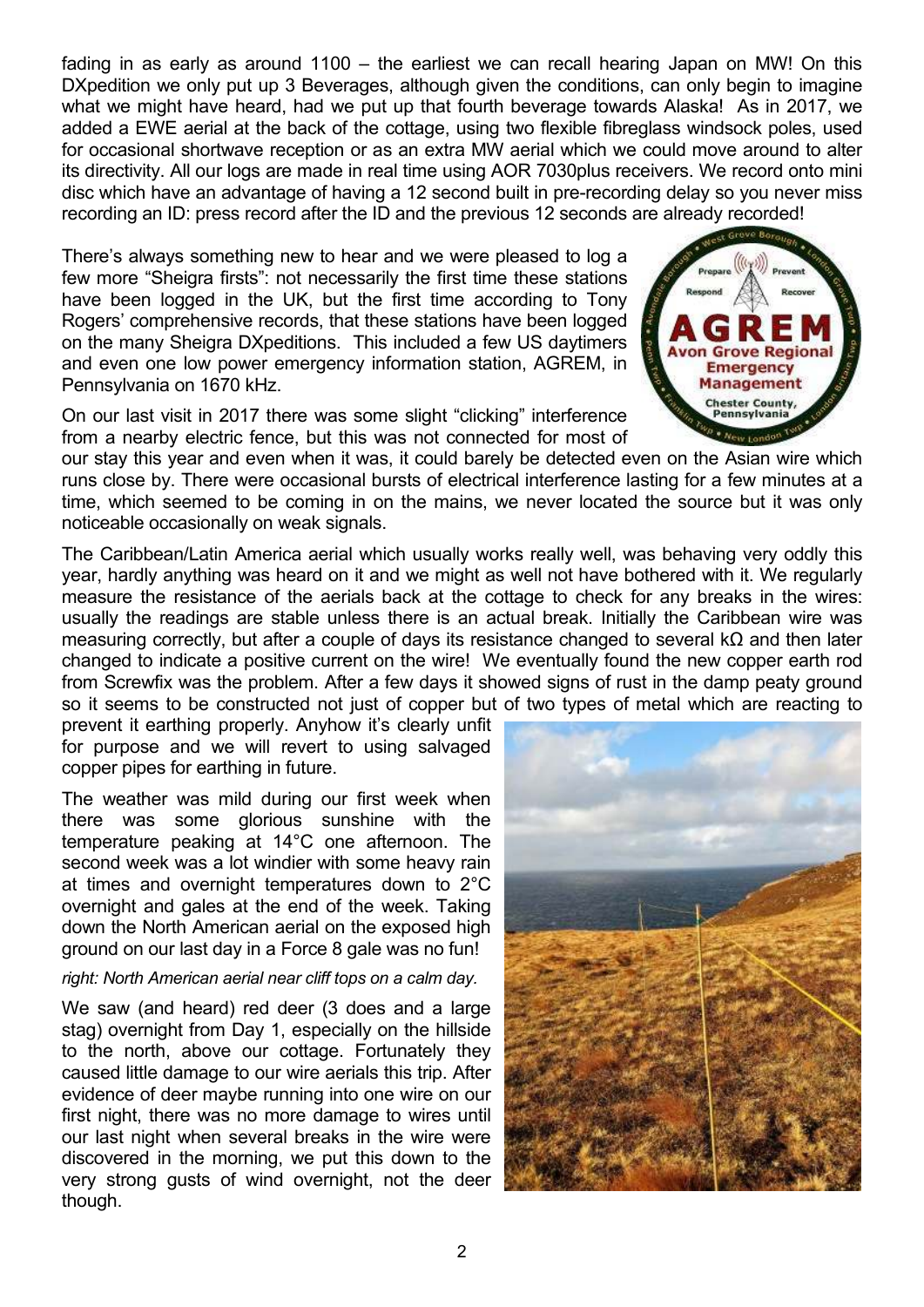fading in as early as around 1100 – the earliest we can recall hearing Japan on MW! On this DXpedition we only put up 3 Beverages, although given the conditions, can only begin to imagine what we might have heard, had we put up that fourth beverage towards Alaska! As in 2017, we added a EWE aerial at the back of the cottage, using two flexible fibreglass windsock poles, used for occasional shortwave reception or as an extra MW aerial which we could move around to alter its directivity. All our logs are made in real time using AOR 7030plus receivers. We record onto mini disc which have an advantage of having a 12 second built in pre-recording delay so you never miss recording an ID: press record after the ID and the previous 12 seconds are already recorded!

There's always something new to hear and we were pleased to log a few more "Sheigra firsts": not necessarily the first time these stations have been logged in the UK, but the first time according to Tony Rogers' comprehensive records, that these stations have been logged on the many Sheigra DXpeditions. This included a few US daytimers and even one low power emergency information station, AGREM, in Pennsylvania on 1670 kHz.

On our last visit in 2017 there was some slight "clicking" interference from a nearby electric fence, but this was not connected for most of our stay this year and even when it was, it could barely be detected even on the Asian wire which runs close by. There were occasional bursts of electrical interference lasting for a few minutes at a time, which seemed to be coming in on the mains, we never located the source but it was only noticeable occasionally on weak signals.

The Caribbean/Latin America aerial which usually works really well, was behaving very oddly this year, hardly anything was heard on it and we might as well not have bothered with it. We regularly measure the resistance of the aerials back at the cottage to check for any breaks in the wires: usually the readings are stable unless there is an actual break. Initially the Caribbean wire was measuring correctly, but after a couple of days its resistance changed to several kΩ and then later changed to indicate a positive current on the wire! We eventually found the new copper earth rod from Screwfix was the problem. After a few days it showed signs of rust in the damp peaty ground so it seems to be constructed not just of copper but of two types of metal which are reacting to prevent it earthing properly. Anyhow it's clearly unfit for purpose and we will revert to using salvaged copper pipes for earthing in future.

The weather was mild during our first week when there was some glorious sunshine with the temperature peaking at 14°C one afternoon. The second week was a lot windier with some heavy rain at times and overnight temperatures down to 2°C overnight and gales at the end of the week. Taking down the North American aerial on the exposed high ground on our last day in a Force 8 gale was no fun!

*right: North American aerial near cliff tops on a calm day.*

We saw (and heard) red deer (3 does and a large stag) overnight from Day 1, especially on the hillside to the north, above our cottage. Fortunately they caused little damage to our wire aerials this trip. After evidence of deer maybe running into one wire on our first night, there was no more damage to wires until our last night when several breaks in the wire were discovered in the morning, we put this down to the very strong gusts of wind overnight, not the deer though.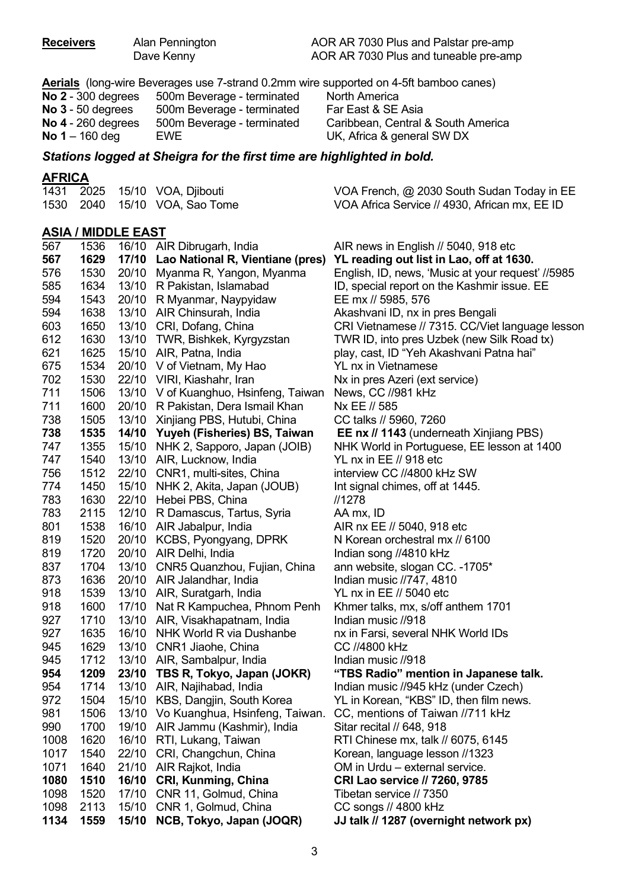| **Receivers** | Alan Pennington | AOR AR 7030 Plus and Palstar pre-amp |
|---|---|---|
| | Dave Kenny | AOR AR 7030 Plus and tuneable pre-amp |

**Aerials** (long-wire Beverages use 7-strand 0.2mm wire supported on 4-5ft bamboo canes)

| | | |
|---|---|---|
| **No 2** - 300 degrees | 500m Beverage - terminated | North America |
| **No 3** - 50 degrees | 500m Beverage - terminated | Far East & SE Asia |
| **No 4** - 260 degrees | 500m Beverage - terminated | Caribbean, Central & South America |
| **No 1** – 160 deg | EWE | UK, Africa & general SW DX |

***Stations logged at Sheigra for the first time are highlighted in bold.***

## AFRICA

| | | | | |
|---|---|---|---|---|
| 1431 | 2025 | 15/10 | VOA, Djibouti | VOA French, @ 2030 South Sudan Today in EE |
| 1530 | 2040 | 15/10 | VOA, Sao Tome | VOA Africa Service // 4930, African mx, EE ID |

## ASIA / MIDDLE EAST

| | | | | |
|---|---|---|---|---|
| 567 | 1536 | 16/10 | AIR Dibrugarh, India | AIR news in English // 5040, 918 etc |
| **567** | **1629** | **17/10** | **Lao National R, Vientiane (pres)** | **YL reading out list in Lao, off at 1630.** |
| 576 | 1530 | 20/10 | Myanma R, Yangon, Myanma | English, ID, news, 'Music at your request' //5985 |
| 585 | 1634 | 13/10 | R Pakistan, Islamabad | ID, special report on the Kashmir issue. EE |
| 594 | 1543 | 20/10 | R Myanmar, Naypyidaw | EE mx // 5985, 576 |
| 594 | 1638 | 13/10 | AIR Chinsurah, India | Akashvani ID, nx in pres Bengali |
| 603 | 1650 | 13/10 | CRI, Dofang, China | CRI Vietnamese // 7315. CC/Viet language lesson |
| 612 | 1630 | 13/10 | TWR, Bishkek, Kyrgyzstan | TWR ID, into pres Uzbek (new Silk Road tx) |
| 621 | 1625 | 15/10 | AIR, Patna, India | play, cast, ID "Yeh Akashvani Patna hai" |
| 675 | 1534 | 20/10 | V of Vietnam, My Hao | YL nx in Vietnamese |
| 702 | 1530 | 22/10 | VIRI, Kiashahr, Iran | Nx in pres Azeri (ext service) |
| 711 | 1506 | 13/10 | V of Kuanghuo, Hsinfeng, Taiwan | News, CC //981 kHz |
| 711 | 1600 | 20/10 | R Pakistan, Dera Ismail Khan | Nx EE // 585 |
| 738 | 1505 | 13/10 | Xinjiang PBS, Hutubi, China | CC talks // 5960, 7260 |
| **738** | **1535** | **14/10** | **Yuyeh (Fisheries) BS, Taiwan** | **EE nx // 1143** (underneath Xinjiang PBS) |
| 747 | 1355 | 15/10 | NHK 2, Sapporo, Japan (JOIB) | NHK World in Portuguese, EE lesson at 1400 |
| 747 | 1540 | 13/10 | AIR, Lucknow, India | YL nx in EE // 918 etc |
| 756 | 1512 | 22/10 | CNR1, multi-sites, China | interview CC //4800 kHz SW |
| 774 | 1450 | 15/10 | NHK 2, Akita, Japan (JOUB) | Int signal chimes, off at 1445. |
| 783 | 1630 | 22/10 | Hebei PBS, China | //1278 |
| 783 | 2115 | 12/10 | R Damascus, Tartus, Syria | AA mx, ID |
| 801 | 1538 | 16/10 | AIR Jabalpur, India | AIR nx EE // 5040, 918 etc |
| 819 | 1520 | 20/10 | KCBS, Pyongyang, DPRK | N Korean orchestral mx // 6100 |
| 819 | 1720 | 20/10 | AIR Delhi, India | Indian song //4810 kHz |
| 837 | 1704 | 13/10 | CNR5 Quanzhou, Fujian, China | ann website, slogan CC. -1705* |
| 873 | 1636 | 20/10 | AIR Jalandhar, India | Indian music //747, 4810 |
| 918 | 1539 | 13/10 | AIR, Suratgarh, India | YL nx in EE // 5040 etc |
| 918 | 1600 | 17/10 | Nat R Kampuchea, Phnom Penh | Khmer talks, mx, s/off anthem 1701 |
| 927 | 1710 | 13/10 | AIR, Visakhapatnam, India | Indian music //918 |
| 927 | 1635 | 16/10 | NHK World R via Dushanbe | nx in Farsi, several NHK World IDs |
| 945 | 1629 | 13/10 | CNR1 Jiaohe, China | CC //4800 kHz |
| 945 | 1712 | 13/10 | AIR, Sambalpur, India | Indian music //918 |
| **954** | **1209** | **23/10** | **TBS R, Tokyo, Japan (JOKR)** | **"TBS Radio" mention in Japanese talk.** |
| 954 | 1714 | 13/10 | AIR, Najihabad, India | Indian music //945 kHz (under Czech) |
| 972 | 1504 | 15/10 | KBS, Dangjin, South Korea | YL in Korean, "KBS" ID, then film news. |
| 981 | 1506 | 13/10 | Vo Kuanghua, Hsinfeng, Taiwan. | CC, mentions of Taiwan //711 kHz |
| 990 | 1700 | 19/10 | AIR Jammu (Kashmir), India | Sitar recital // 648, 918 |
| 1008 | 1620 | 16/10 | RTI, Lukang, Taiwan | RTI Chinese mx, talk // 6075, 6145 |
| 1017 | 1540 | 22/10 | CRI, Changchun, China | Korean, language lesson //1323 |
| 1071 | 1640 | 21/10 | AIR Rajkot, India | OM in Urdu – external service. |
| **1080** | **1510** | **16/10** | **CRI, Kunming, China** | **CRI Lao service // 7260, 9785** |
| 1098 | 1520 | 17/10 | CNR 11, Golmud, China | Tibetan service // 7350 |
| 1098 | 2113 | 15/10 | CNR 1, Golmud, China | CC songs // 4800 kHz |
| **1134** | **1559** | **15/10** | **NCB, Tokyo, Japan (JOQR)** | **JJ talk // 1287 (overnight network px)** |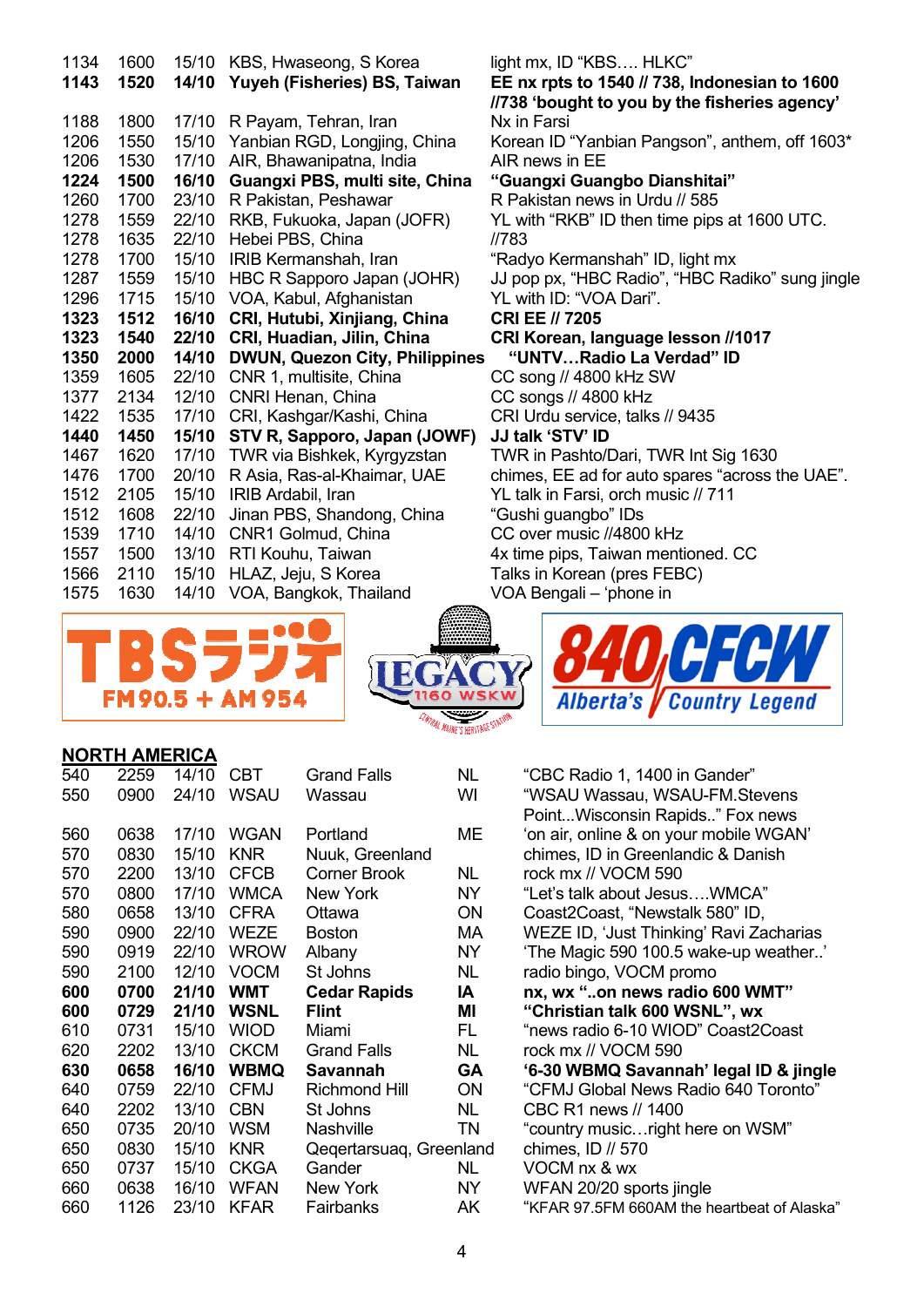| | | | | |
|---|---|---|---|---|
| 1134 | 1600 | 15/10 | KBS, Hwaseong, S Korea | light mx, ID "KBS…. HLKC" |
| **1143** | **1520** | **14/10** | **Yuyeh (Fisheries) BS, Taiwan** | **EE nx rpts to 1540 // 738, Indonesian to 1600 //738 'bought to you by the fisheries agency'** |
| 1188 | 1800 | 17/10 | R Payam, Tehran, Iran | Nx in Farsi |
| 1206 | 1550 | 15/10 | Yanbian RGD, Longjing, China | Korean ID "Yanbian Pangson", anthem, off 1603* |
| 1206 | 1530 | 17/10 | AIR, Bhawanipatna, India | AIR news in EE |
| **1224** | **1500** | **16/10** | **Guangxi PBS, multi site, China** | **"Guangxi Guangbo Dianshitai"** |
| 1260 | 1700 | 23/10 | R Pakistan, Peshawar | R Pakistan news in Urdu // 585 |
| 1278 | 1559 | 22/10 | RKB, Fukuoka, Japan (JOFR) | YL with "RKB" ID then time pips at 1600 UTC. |
| 1278 | 1635 | 22/10 | Hebei PBS, China | //783 |
| 1278 | 1700 | 15/10 | IRIB Kermanshah, Iran | "Radyo Kermanshah" ID, light mx |
| 1287 | 1559 | 15/10 | HBC R Sapporo Japan (JOHR) | JJ pop px, "HBC Radio", "HBC Radiko" sung jingle |
| 1296 | 1715 | 15/10 | VOA, Kabul, Afghanistan | YL with ID: "VOA Dari". |
| **1323** | **1512** | **16/10** | **CRI, Hutubi, Xinjiang, China** | **CRI EE // 7205** |
| **1323** | **1540** | **22/10** | **CRI, Huadian, Jilin, China** | **CRI Korean, language lesson //1017** |
| **1350** | **2000** | **14/10** | **DWUN, Quezon City, Philippines** | **"UNTV…Radio La Verdad" ID** |
| 1359 | 1605 | 22/10 | CNR 1, multisite, China | CC song // 4800 kHz SW |
| 1377 | 2134 | 12/10 | CNRI Henan, China | CC songs // 4800 kHz |
| 1422 | 1535 | 17/10 | CRI, Kashgar/Kashi, China | CRI Urdu service, talks // 9435 |
| **1440** | **1450** | **15/10** | **STV R, Sapporo, Japan (JOWF)** | **JJ talk 'STV' ID** |
| 1467 | 1620 | 17/10 | TWR via Bishkek, Kyrgyzstan | TWR in Pashto/Dari, TWR Int Sig 1630 |
| 1476 | 1700 | 20/10 | R Asia, Ras-al-Khaimar, UAE | chimes, EE ad for auto spares "across the UAE". |
| 1512 | 2105 | 15/10 | IRIB Ardabil, Iran | YL talk in Farsi, orch music // 711 |
| 1512 | 1608 | 22/10 | Jinan PBS, Shandong, China | "Gushi guangbo" IDs |
| 1539 | 1710 | 14/10 | CNR1 Golmud, China | CC over music //4800 kHz |
| 1557 | 1500 | 13/10 | RTI Kouhu, Taiwan | 4x time pips, Taiwan mentioned. CC |
| 1566 | 2110 | 15/10 | HLAZ, Jeju, S Korea | Talks in Korean (pres FEBC) |
| 1575 | 1630 | 14/10 | VOA, Bangkok, Thailand | VOA Bengali – 'phone in |

TBSラジオ FM90.5 + AM954

LEGACY 1160 WSKW CENTRAL MAINE'S HERITAGE STATION

840 CFCW Alberta's Country Legend

## NORTH AMERICA

| | | | | | | |
|---|---|---|---|---|---|---|
| 540 | 2259 | 14/10 | CBT | Grand Falls | NL | "CBC Radio 1, 1400 in Gander" |
| 550 | 0900 | 24/10 | WSAU | Wassau | WI | "WSAU Wassau, WSAU-FM.Stevens Point...Wisconsin Rapids.." Fox news |
| 560 | 0638 | 17/10 | WGAN | Portland | ME | 'on air, online & on your mobile WGAN' |
| 570 | 0830 | 15/10 | KNR | Nuuk, Greenland | | chimes, ID in Greenlandic & Danish |
| 570 | 2200 | 13/10 | CFCB | Corner Brook | NL | rock mx // VOCM 590 |
| 570 | 0800 | 17/10 | WMCA | New York | NY | "Let's talk about Jesus….WMCA" |
| 580 | 0658 | 13/10 | CFRA | Ottawa | ON | Coast2Coast, "Newstalk 580" ID, |
| 590 | 0900 | 22/10 | WEZE | Boston | MA | WEZE ID, 'Just Thinking' Ravi Zacharias |
| 590 | 0919 | 22/10 | WROW | Albany | NY | 'The Magic 590 100.5 wake-up weather..' |
| 590 | 2100 | 12/10 | VOCM | St Johns | NL | radio bingo, VOCM promo |
| **600** | **0700** | **21/10** | **WMT** | **Cedar Rapids** | **IA** | **nx, wx "..on news radio 600 WMT"** |
| **600** | **0729** | **21/10** | **WSNL** | **Flint** | **MI** | **"Christian talk 600 WSNL", wx** |
| 610 | 0731 | 15/10 | WIOD | Miami | FL | "news radio 6-10 WIOD" Coast2Coast |
| 620 | 2202 | 13/10 | CKCM | Grand Falls | NL | rock mx // VOCM 590 |
| **630** | **0658** | **16/10** | **WBMQ** | **Savannah** | **GA** | **'6-30 WBMQ Savannah' legal ID & jingle** |
| 640 | 0759 | 22/10 | CFMJ | Richmond Hill | ON | "CFMJ Global News Radio 640 Toronto" |
| 640 | 2202 | 13/10 | CBN | St Johns | NL | CBC R1 news // 1400 |
| 650 | 0735 | 20/10 | WSM | Nashville | TN | "country music…right here on WSM" |
| 650 | 0830 | 15/10 | KNR | Qeqertarsuaq, Greenland | | chimes, ID // 570 |
| 650 | 0737 | 15/10 | CKGA | Gander | NL | VOCM nx & wx |
| 660 | 0638 | 16/10 | WFAN | New York | NY | WFAN 20/20 sports jingle |
| 660 | 1126 | 23/10 | KFAR | Fairbanks | AK | "KFAR 97.5FM 660AM the heartbeat of Alaska" |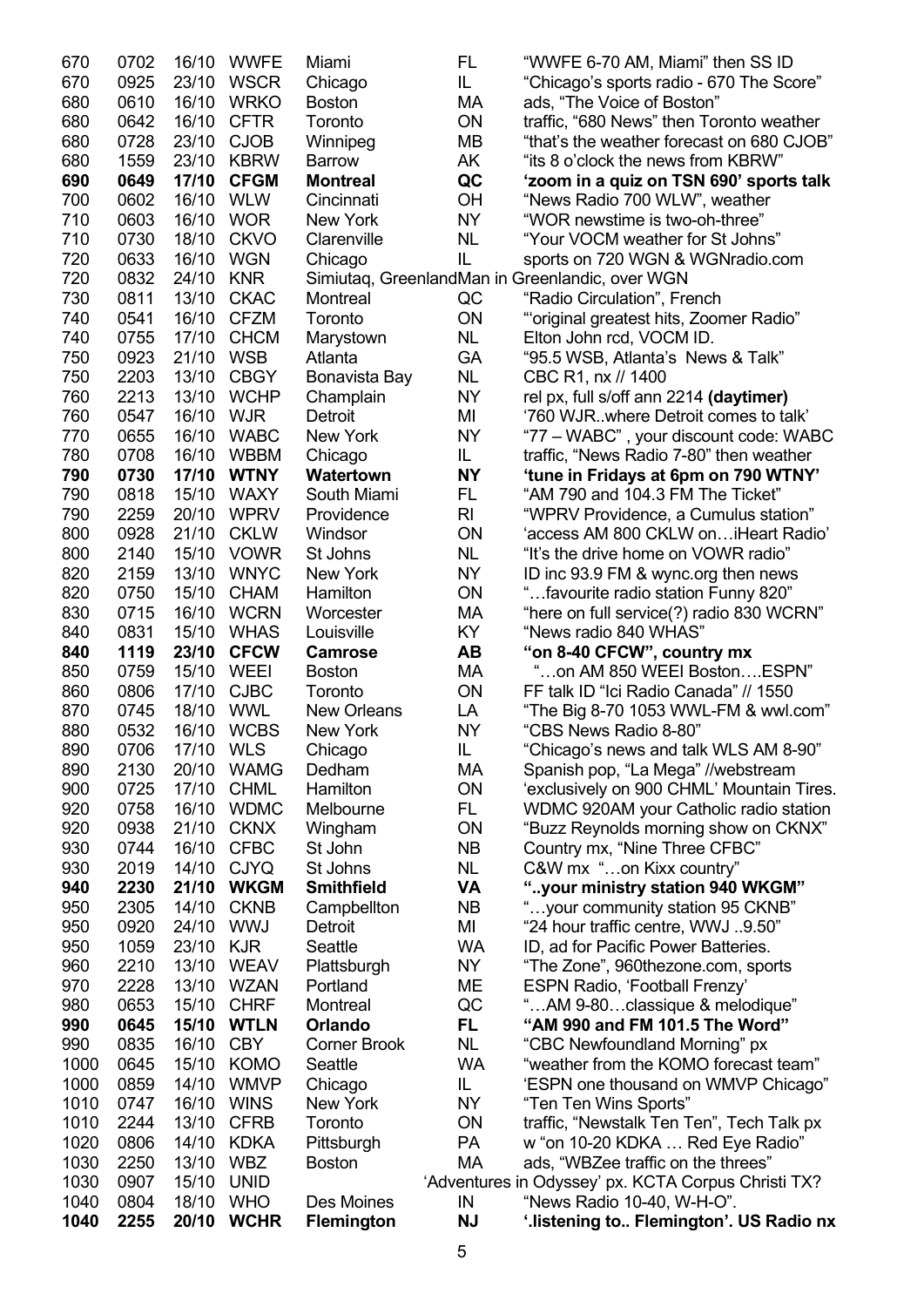| | | | | | | |
|---|---|---|---|---|---|---|
| 670 | 0702 | 16/10 | WWFE | Miami | FL | "WWFE 6-70 AM, Miami" then SS ID |
| 670 | 0925 | 23/10 | WSCR | Chicago | IL | "Chicago's sports radio - 670 The Score" |
| 680 | 0610 | 16/10 | WRKO | Boston | MA | ads, "The Voice of Boston" |
| 680 | 0642 | 16/10 | CFTR | Toronto | ON | traffic, "680 News" then Toronto weather |
| 680 | 0728 | 23/10 | CJOB | Winnipeg | MB | "that's the weather forecast on 680 CJOB" |
| 680 | 1559 | 23/10 | KBRW | Barrow | AK | "its 8 o'clock the news from KBRW" |
| **690** | **0649** | **17/10** | **CFGM** | **Montreal** | **QC** | **'zoom in a quiz on TSN 690' sports talk** |
| 700 | 0602 | 16/10 | WLW | Cincinnati | OH | "News Radio 700 WLW", weather |
| 710 | 0603 | 16/10 | WOR | New York | NY | "WOR newstime is two-oh-three" |
| 710 | 0730 | 18/10 | CKVO | Clarenville | NL | "Your VOCM weather for St Johns" |
| 720 | 0633 | 16/10 | WGN | Chicago | IL | sports on 720 WGN & WGNradio.com |
| 720 | 0832 | 24/10 | KNR | Simiutaq, Greenland | | Man in Greenlandic, over WGN |
| 730 | 0811 | 13/10 | CKAC | Montreal | QC | "Radio Circulation", French |
| 740 | 0541 | 16/10 | CFZM | Toronto | ON | "'original greatest hits, Zoomer Radio" |
| 740 | 0755 | 17/10 | CHCM | Marystown | NL | Elton John rcd, VOCM ID. |
| 750 | 0923 | 21/10 | WSB | Atlanta | GA | "95.5 WSB, Atlanta's News & Talk" |
| 750 | 2203 | 13/10 | CBGY | Bonavista Bay | NL | CBC R1, nx // 1400 |
| 760 | 2213 | 13/10 | WCHP | Champlain | NY | rel px, full s/off ann 2214 **(daytimer)** |
| 760 | 0547 | 16/10 | WJR | Detroit | MI | '760 WJR..where Detroit comes to talk' |
| 770 | 0655 | 16/10 | WABC | New York | NY | "77 – WABC" , your discount code: WABC |
| 780 | 0708 | 16/10 | WBBM | Chicago | IL | traffic, "News Radio 7-80" then weather |
| **790** | **0730** | **17/10** | **WTNY** | **Watertown** | **NY** | **'tune in Fridays at 6pm on 790 WTNY'** |
| 790 | 0818 | 15/10 | WAXY | South Miami | FL | "AM 790 and 104.3 FM The Ticket" |
| 790 | 2259 | 20/10 | WPRV | Providence | RI | "WPRV Providence, a Cumulus station" |
| 800 | 0928 | 21/10 | CKLW | Windsor | ON | 'access AM 800 CKLW on…iHeart Radio' |
| 800 | 2140 | 15/10 | VOWR | St Johns | NL | "It's the drive home on VOWR radio" |
| 820 | 2159 | 13/10 | WNYC | New York | NY | ID inc 93.9 FM & wync.org then news |
| 820 | 0750 | 15/10 | CHAM | Hamilton | ON | "…favourite radio station Funny 820" |
| 830 | 0715 | 16/10 | WCRN | Worcester | MA | "here on full service(?) radio 830 WCRN" |
| 840 | 0831 | 15/10 | WHAS | Louisville | KY | "News radio 840 WHAS" |
| **840** | **1119** | **23/10** | **CFCW** | **Camrose** | **AB** | **"on 8-40 CFCW", country mx** |
| 850 | 0759 | 15/10 | WEEI | Boston | MA | "…on AM 850 WEEI Boston….ESPN" |
| 860 | 0806 | 17/10 | CJBC | Toronto | ON | FF talk ID "Ici Radio Canada" // 1550 |
| 870 | 0745 | 18/10 | WWL | New Orleans | LA | "The Big 8-70 1053 WWL-FM & wwl.com" |
| 880 | 0532 | 16/10 | WCBS | New York | NY | "CBS News Radio 8-80" |
| 890 | 0706 | 17/10 | WLS | Chicago | IL | "Chicago's news and talk WLS AM 8-90" |
| 890 | 2130 | 20/10 | WAMG | Dedham | MA | Spanish pop, "La Mega" //webstream |
| 900 | 0725 | 17/10 | CHML | Hamilton | ON | 'exclusively on 900 CHML' Mountain Tires. |
| 920 | 0758 | 16/10 | WDMC | Melbourne | FL | WDMC 920AM your Catholic radio station |
| 920 | 0938 | 21/10 | CKNX | Wingham | ON | "Buzz Reynolds morning show on CKNX" |
| 930 | 0744 | 16/10 | CFBC | St John | NB | Country mx, "Nine Three CFBC" |
| 930 | 2019 | 14/10 | CJYQ | St Johns | NL | C&W mx "…on Kixx country" |
| **940** | **2230** | **21/10** | **WKGM** | **Smithfield** | **VA** | **"..your ministry station 940 WKGM"** |
| 950 | 2305 | 14/10 | CKNB | Campbellton | NB | "…your community station 95 CKNB" |
| 950 | 0920 | 24/10 | WWJ | Detroit | MI | "24 hour traffic centre, WWJ ..9.50" |
| 950 | 1059 | 23/10 | KJR | Seattle | WA | ID, ad for Pacific Power Batteries. |
| 960 | 2210 | 13/10 | WEAV | Plattsburgh | NY | "The Zone", 960thezone.com, sports |
| 970 | 2228 | 13/10 | WZAN | Portland | ME | ESPN Radio, 'Football Frenzy' |
| 980 | 0653 | 15/10 | CHRF | Montreal | QC | "…AM 9-80…classique & melodique" |
| **990** | **0645** | **15/10** | **WTLN** | **Orlando** | **FL** | **"AM 990 and FM 101.5 The Word"** |
| 990 | 0835 | 16/10 | CBY | Corner Brook | NL | "CBC Newfoundland Morning" px |
| 1000 | 0645 | 15/10 | KOMO | Seattle | WA | "weather from the KOMO forecast team" |
| 1000 | 0859 | 14/10 | WMVP | Chicago | IL | 'ESPN one thousand on WMVP Chicago" |
| 1010 | 0747 | 16/10 | WINS | New York | NY | "Ten Ten Wins Sports" |
| 1010 | 2244 | 13/10 | CFRB | Toronto | ON | traffic, "Newstalk Ten Ten", Tech Talk px |
| 1020 | 0806 | 14/10 | KDKA | Pittsburgh | PA | w "on 10-20 KDKA … Red Eye Radio" |
| 1030 | 2250 | 13/10 | WBZ | Boston | MA | ads, "WBZee traffic on the threes" |
| 1030 | 0907 | 15/10 | UNID | | | 'Adventures in Odyssey' px. KCTA Corpus Christi TX? |
| 1040 | 0804 | 18/10 | WHO | Des Moines | IN | "News Radio 10-40, W-H-O". |
| **1040** | **2255** | **20/10** | **WCHR** | **Flemington** | **NJ** | **'.listening to.. Flemington'. US Radio nx** |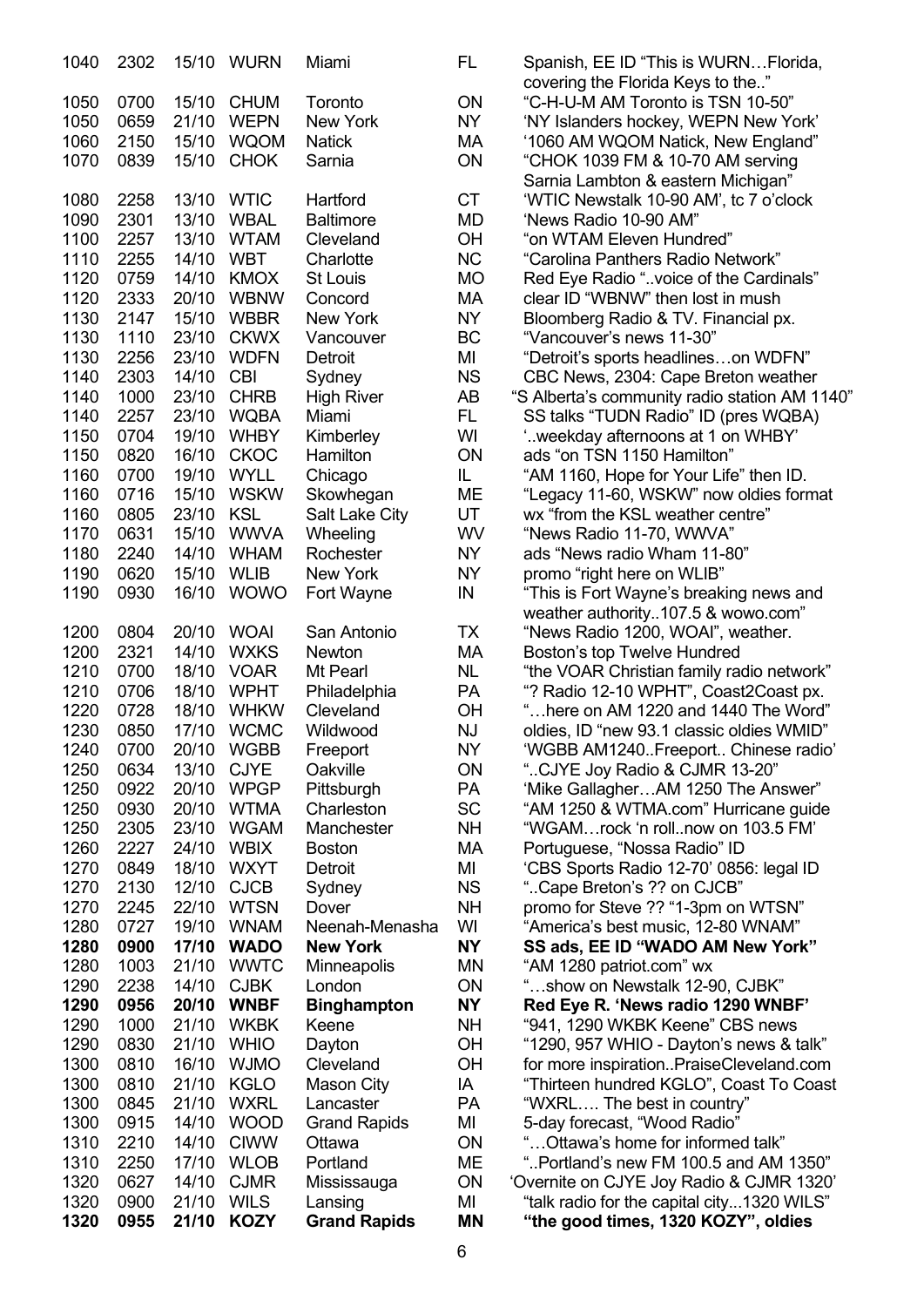| | | | | | | |
|---|---|---|---|---|---|---|
| 1040 | 2302 | 15/10 | WURN | Miami | FL | Spanish, EE ID "This is WURN…Florida, covering the Florida Keys to the.." |
| 1050 | 0700 | 15/10 | CHUM | Toronto | ON | "C-H-U-M AM Toronto is TSN 10-50" |
| 1050 | 0659 | 21/10 | WEPN | New York | NY | 'NY Islanders hockey, WEPN New York' |
| 1060 | 2150 | 15/10 | WQOM | Natick | MA | '1060 AM WQOM Natick, New England" |
| 1070 | 0839 | 15/10 | CHOK | Sarnia | ON | "CHOK 1039 FM & 10-70 AM serving Sarnia Lambton & eastern Michigan" |
| 1080 | 2258 | 13/10 | WTIC | Hartford | CT | 'WTIC Newstalk 10-90 AM', tc 7 o'clock |
| 1090 | 2301 | 13/10 | WBAL | Baltimore | MD | 'News Radio 10-90 AM" |
| 1100 | 2257 | 13/10 | WTAM | Cleveland | OH | "on WTAM Eleven Hundred" |
| 1110 | 2255 | 14/10 | WBT | Charlotte | NC | "Carolina Panthers Radio Network" |
| 1120 | 0759 | 14/10 | KMOX | St Louis | MO | Red Eye Radio "..voice of the Cardinals" |
| 1120 | 2333 | 20/10 | WBNW | Concord | MA | clear ID "WBNW" then lost in mush |
| 1130 | 2147 | 15/10 | WBBR | New York | NY | Bloomberg Radio & TV. Financial px. |
| 1130 | 1110 | 23/10 | CKWX | Vancouver | BC | "Vancouver's news 11-30" |
| 1130 | 2256 | 23/10 | WDFN | Detroit | MI | "Detroit's sports headlines…on WDFN" |
| 1140 | 2303 | 14/10 | CBI | Sydney | NS | CBC News, 2304: Cape Breton weather |
| 1140 | 1000 | 23/10 | CHRB | High River | AB | "S Alberta's community radio station AM 1140" |
| 1140 | 2257 | 23/10 | WQBA | Miami | FL | SS talks "TUDN Radio" ID (pres WQBA) |
| 1150 | 0704 | 19/10 | WHBY | Kimberley | WI | '..weekday afternoons at 1 on WHBY' |
| 1150 | 0820 | 16/10 | CKOC | Hamilton | ON | ads "on TSN 1150 Hamilton" |
| 1160 | 0700 | 19/10 | WYLL | Chicago | IL | "AM 1160, Hope for Your Life" then ID. |
| 1160 | 0716 | 15/10 | WSKW | Skowhegan | ME | "Legacy 11-60, WSKW" now oldies format |
| 1160 | 0805 | 23/10 | KSL | Salt Lake City | UT | wx "from the KSL weather centre" |
| 1170 | 0631 | 15/10 | WWVA | Wheeling | WV | "News Radio 11-70, WWVA" |
| 1180 | 2240 | 14/10 | WHAM | Rochester | NY | ads "News radio Wham 11-80" |
| 1190 | 0620 | 15/10 | WLIB | New York | NY | promo "right here on WLIB" |
| 1190 | 0930 | 16/10 | WOWO | Fort Wayne | IN | "This is Fort Wayne's breaking news and weather authority..107.5 & wowo.com" |
| 1200 | 0804 | 20/10 | WOAI | San Antonio | TX | "News Radio 1200, WOAI", weather. |
| 1200 | 2321 | 14/10 | WXKS | Newton | MA | Boston's top Twelve Hundred |
| 1210 | 0700 | 18/10 | VOAR | Mt Pearl | NL | "the VOAR Christian family radio network" |
| 1210 | 0706 | 18/10 | WPHT | Philadelphia | PA | "? Radio 12-10 WPHT", Coast2Coast px. |
| 1220 | 0728 | 18/10 | WHKW | Cleveland | OH | "…here on AM 1220 and 1440 The Word" |
| 1230 | 0850 | 17/10 | WCMC | Wildwood | NJ | oldies, ID "new 93.1 classic oldies WMID" |
| 1240 | 0700 | 20/10 | WGBB | Freeport | NY | 'WGBB AM1240..Freeport.. Chinese radio' |
| 1250 | 0634 | 13/10 | CJYE | Oakville | ON | "..CJYE Joy Radio & CJMR 13-20" |
| 1250 | 0922 | 20/10 | WPGP | Pittsburgh | PA | 'Mike Gallagher…AM 1250 The Answer" |
| 1250 | 0930 | 20/10 | WTMA | Charleston | SC | "AM 1250 & WTMA.com" Hurricane guide |
| 1250 | 2305 | 23/10 | WGAM | Manchester | NH | "WGAM…rock 'n roll..now on 103.5 FM' |
| 1260 | 2227 | 24/10 | WBIX | Boston | MA | Portuguese, "Nossa Radio" ID |
| 1270 | 0849 | 18/10 | WXYT | Detroit | MI | 'CBS Sports Radio 12-70' 0856: legal ID |
| 1270 | 2130 | 12/10 | CJCB | Sydney | NS | "..Cape Breton's ?? on CJCB" |
| 1270 | 2245 | 22/10 | WTSN | Dover | NH | promo for Steve ?? "1-3pm on WTSN" |
| 1280 | 0727 | 19/10 | WNAM | Neenah-Menasha | WI | "America's best music, 12-80 WNAM" |
| **1280** | **0900** | **17/10** | **WADO** | **New York** | **NY** | **SS ads, EE ID "WADO AM New York"** |
| 1280 | 1003 | 21/10 | WWTC | Minneapolis | MN | "AM 1280 patriot.com" wx |
| 1290 | 2238 | 14/10 | CJBK | London | ON | "…show on Newstalk 12-90, CJBK" |
| **1290** | **0956** | **20/10** | **WNBF** | **Binghampton** | **NY** | **Red Eye R. 'News radio 1290 WNBF'** |
| 1290 | 1000 | 21/10 | WKBK | Keene | NH | "941, 1290 WKBK Keene" CBS news |
| 1290 | 0830 | 21/10 | WHIO | Dayton | OH | "1290, 957 WHIO - Dayton's news & talk" |
| 1300 | 0810 | 16/10 | WJMO | Cleveland | OH | for more inspiration..PraiseCleveland.com |
| 1300 | 0810 | 21/10 | KGLO | Mason City | IA | "Thirteen hundred KGLO", Coast To Coast |
| 1300 | 0845 | 21/10 | WXRL | Lancaster | PA | "WXRL…. The best in country" |
| 1300 | 0915 | 14/10 | WOOD | Grand Rapids | MI | 5-day forecast, "Wood Radio" |
| 1310 | 2210 | 14/10 | CIWW | Ottawa | ON | "…Ottawa's home for informed talk" |
| 1310 | 2250 | 17/10 | WLOB | Portland | ME | "..Portland's new FM 100.5 and AM 1350" |
| 1320 | 0627 | 14/10 | CJMR | Mississauga | ON | 'Overnite on CJYE Joy Radio & CJMR 1320' |
| 1320 | 0900 | 21/10 | WILS | Lansing | MI | "talk radio for the capital city...1320 WILS" |
| **1320** | **0955** | **21/10** | **KOZY** | **Grand Rapids** | **MN** | **"the good times, 1320 KOZY", oldies** |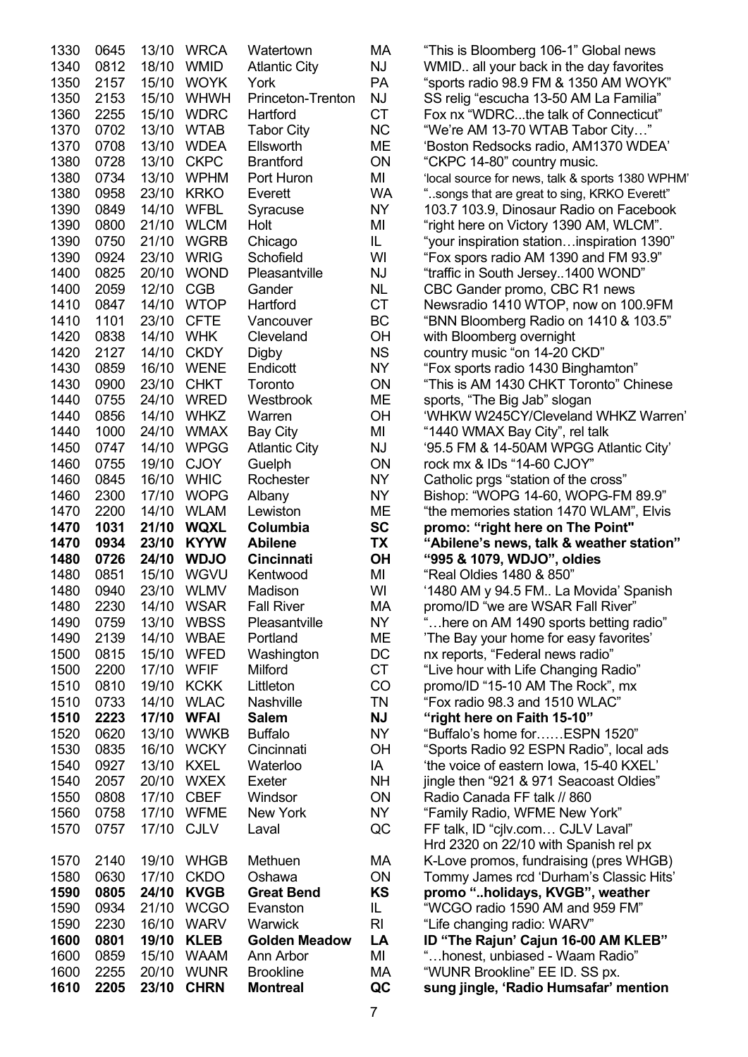| | | | | | | |
|---|---|---|---|---|---|---|
| 1330 | 0645 | 13/10 | WRCA | Watertown | MA | "This is Bloomberg 106-1" Global news |
| 1340 | 0812 | 18/10 | WMID | Atlantic City | NJ | WMID.. all your back in the day favorites |
| 1350 | 2157 | 15/10 | WOYK | York | PA | "sports radio 98.9 FM & 1350 AM WOYK" |
| 1350 | 2153 | 15/10 | WHWH | Princeton-Trenton | NJ | SS relig "escucha 13-50 AM La Familia" |
| 1360 | 2255 | 15/10 | WDRC | Hartford | CT | Fox nx "WDRC...the talk of Connecticut" |
| 1370 | 0702 | 13/10 | WTAB | Tabor City | NC | "We're AM 13-70 WTAB Tabor City…" |
| 1370 | 0708 | 13/10 | WDEA | Ellsworth | ME | 'Boston Redsocks radio, AM1370 WDEA' |
| 1380 | 0728 | 13/10 | CKPC | Brantford | ON | "CKPC 14-80" country music. |
| 1380 | 0734 | 13/10 | WPHM | Port Huron | MI | 'local source for news, talk & sports 1380 WPHM' |
| 1380 | 0958 | 23/10 | KRKO | Everett | WA | "..songs that are great to sing, KRKO Everett" |
| 1390 | 0849 | 14/10 | WFBL | Syracuse | NY | 103.7 103.9, Dinosaur Radio on Facebook |
| 1390 | 0800 | 21/10 | WLCM | Holt | MI | "right here on Victory 1390 AM, WLCM". |
| 1390 | 0750 | 21/10 | WGRB | Chicago | IL | "your inspiration station…inspiration 1390" |
| 1390 | 0924 | 23/10 | WRIG | Schofield | WI | "Fox spors radio AM 1390 and FM 93.9" |
| 1400 | 0825 | 20/10 | WOND | Pleasantville | NJ | "traffic in South Jersey..1400 WOND" |
| 1400 | 2059 | 12/10 | CGB | Gander | NL | CBC Gander promo, CBC R1 news |
| 1410 | 0847 | 14/10 | WTOP | Hartford | CT | Newsradio 1410 WTOP, now on 100.9FM |
| 1410 | 1101 | 23/10 | CFTE | Vancouver | BC | "BNN Bloomberg Radio on 1410 & 103.5" |
| 1420 | 0838 | 14/10 | WHK | Cleveland | OH | with Bloomberg overnight |
| 1420 | 2127 | 14/10 | CKDY | Digby | NS | country music "on 14-20 CKD" |
| 1430 | 0859 | 16/10 | WENE | Endicott | NY | "Fox sports radio 1430 Binghamton" |
| 1430 | 0900 | 23/10 | CHKT | Toronto | ON | "This is AM 1430 CHKT Toronto" Chinese |
| 1440 | 0755 | 24/10 | WRED | Westbrook | ME | sports, "The Big Jab" slogan |
| 1440 | 0856 | 14/10 | WHKZ | Warren | OH | 'WHKW W245CY/Cleveland WHKZ Warren' |
| 1440 | 1000 | 24/10 | WMAX | Bay City | MI | "1440 WMAX Bay City", rel talk |
| 1450 | 0747 | 14/10 | WPGG | Atlantic City | NJ | '95.5 FM & 14-50AM WPGG Atlantic City' |
| 1460 | 0755 | 19/10 | CJOY | Guelph | ON | rock mx & IDs "14-60 CJOY" |
| 1460 | 0845 | 16/10 | WHIC | Rochester | NY | Catholic prgs "station of the cross" |
| 1460 | 2300 | 17/10 | WOPG | Albany | NY | Bishop: "WOPG 14-60, WOPG-FM 89.9" |
| 1470 | 2200 | 14/10 | WLAM | Lewiston | ME | "the memories station 1470 WLAM", Elvis |
| **1470** | **1031** | **21/10** | **WQXL** | **Columbia** | **SC** | **promo: "right here on The Point"** |
| **1470** | **0934** | **23/10** | **KYYW** | **Abilene** | **TX** | **"Abilene's news, talk & weather station"** |
| **1480** | **0726** | **24/10** | **WDJO** | **Cincinnati** | **OH** | **"995 & 1079, WDJO", oldies** |
| 1480 | 0851 | 15/10 | WGVU | Kentwood | MI | "Real Oldies 1480 & 850" |
| 1480 | 0940 | 23/10 | WLMV | Madison | WI | '1480 AM y 94.5 FM.. La Movida' Spanish |
| 1480 | 2230 | 14/10 | WSAR | Fall River | MA | promo/ID "we are WSAR Fall River" |
| 1490 | 0759 | 13/10 | WBSS | Pleasantville | NY | "…here on AM 1490 sports betting radio" |
| 1490 | 2139 | 14/10 | WBAE | Portland | ME | 'The Bay your home for easy favorites' |
| 1500 | 0815 | 15/10 | WFED | Washington | DC | nx reports, "Federal news radio" |
| 1500 | 2200 | 17/10 | WFIF | Milford | CT | "Live hour with Life Changing Radio" |
| 1510 | 0810 | 19/10 | KCKK | Littleton | CO | promo/ID "15-10 AM The Rock", mx |
| 1510 | 0733 | 14/10 | WLAC | Nashville | TN | "Fox radio 98.3 and 1510 WLAC" |
| **1510** | **2223** | **17/10** | **WFAI** | **Salem** | **NJ** | **"right here on Faith 15-10"** |
| 1520 | 0620 | 13/10 | WWKB | Buffalo | NY | "Buffalo's home for……ESPN 1520" |
| 1530 | 0835 | 16/10 | WCKY | Cincinnati | OH | "Sports Radio 92 ESPN Radio", local ads |
| 1540 | 0927 | 13/10 | KXEL | Waterloo | IA | 'the voice of eastern Iowa, 15-40 KXEL' |
| 1540 | 2057 | 20/10 | WXEX | Exeter | NH | jingle then "921 & 971 Seacoast Oldies" |
| 1550 | 0808 | 17/10 | CBEF | Windsor | ON | Radio Canada FF talk // 860 |
| 1560 | 0758 | 17/10 | WFME | New York | NY | "Family Radio, WFME New York" |
| 1570 | 0757 | 17/10 | CJLV | Laval | QC | FF talk, ID "cjlv.com… CJLV Laval" Hrd 2320 on 22/10 with Spanish rel px |
| 1570 | 2140 | 19/10 | WHGB | Methuen | MA | K-Love promos, fundraising (pres WHGB) |
| 1580 | 0630 | 17/10 | CKDO | Oshawa | ON | Tommy James rcd 'Durham's Classic Hits' |
| **1590** | **0805** | **24/10** | **KVGB** | **Great Bend** | **KS** | **promo "..holidays, KVGB", weather** |
| 1590 | 0934 | 21/10 | WCGO | Evanston | IL | "WCGO radio 1590 AM and 959 FM" |
| 1590 | 2230 | 16/10 | WARV | Warwick | RI | "Life changing radio: WARV" |
| **1600** | **0801** | **19/10** | **KLEB** | **Golden Meadow** | **LA** | **ID "The Rajun' Cajun 16-00 AM KLEB"** |
| 1600 | 0859 | 15/10 | WAAM | Ann Arbor | MI | "…honest, unbiased - Waam Radio" |
| 1600 | 2255 | 20/10 | WUNR | Brookline | MA | "WUNR Brookline" EE ID. SS px. |
| **1610** | **2205** | **23/10** | **CHRN** | **Montreal** | **QC** | **sung jingle, 'Radio Humsafar' mention** |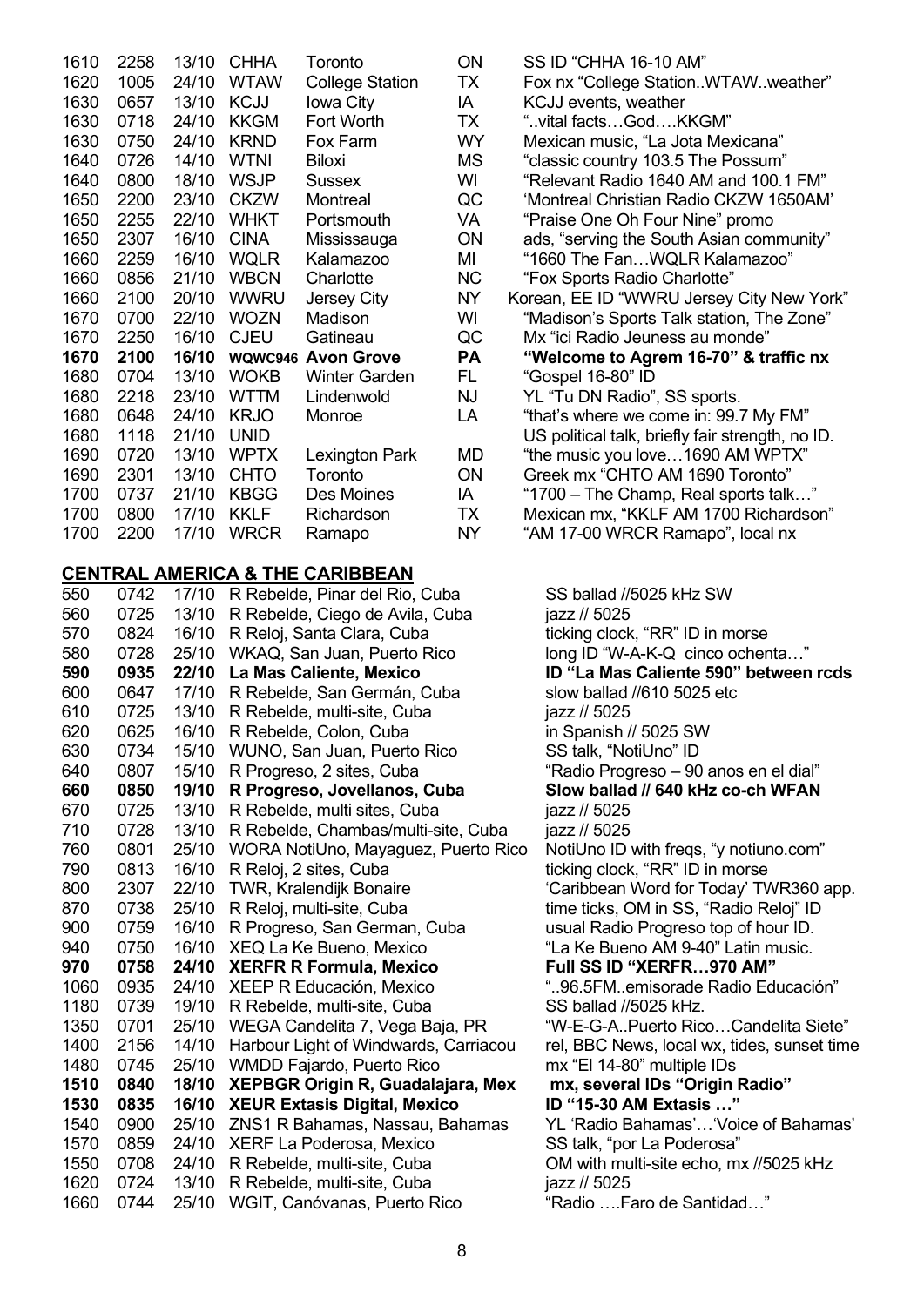| | | | | | | |
|---|---|---|---|---|---|---|
| 1610 | 2258 | 13/10 | CHHA | Toronto | ON | SS ID "CHHA 16-10 AM" |
| 1620 | 1005 | 24/10 | WTAW | College Station | TX | Fox nx "College Station..WTAW..weather" |
| 1630 | 0657 | 13/10 | KCJJ | Iowa City | IA | KCJJ events, weather |
| 1630 | 0718 | 24/10 | KKGM | Fort Worth | TX | "..vital facts…God….KKGM" |
| 1630 | 0750 | 24/10 | KRND | Fox Farm | WY | Mexican music, "La Jota Mexicana" |
| 1640 | 0726 | 14/10 | WTNI | Biloxi | MS | "classic country 103.5 The Possum" |
| 1640 | 0800 | 18/10 | WSJP | Sussex | WI | "Relevant Radio 1640 AM and 100.1 FM" |
| 1650 | 2200 | 23/10 | CKZW | Montreal | QC | 'Montreal Christian Radio CKZW 1650AM' |
| 1650 | 2255 | 22/10 | WHKT | Portsmouth | VA | "Praise One Oh Four Nine" promo |
| 1650 | 2307 | 16/10 | CINA | Mississauga | ON | ads, "serving the South Asian community" |
| 1660 | 2259 | 16/10 | WQLR | Kalamazoo | MI | "1660 The Fan…WQLR Kalamazoo" |
| 1660 | 0856 | 21/10 | WBCN | Charlotte | NC | "Fox Sports Radio Charlotte" |
| 1660 | 2100 | 20/10 | WWRU | Jersey City | NY | Korean, EE ID "WWRU Jersey City New York" |
| 1670 | 0700 | 22/10 | WOZN | Madison | WI | "Madison's Sports Talk station, The Zone" |
| 1670 | 2250 | 16/10 | CJEU | Gatineau | QC | Mx "ici Radio Jeuness au monde" |
| **1670** | **2100** | **16/10** | **WQWC946** | **Avon Grove** | **PA** | **"Welcome to Agrem 16-70" & traffic nx** |
| 1680 | 0704 | 13/10 | WOKB | Winter Garden | FL | "Gospel 16-80" ID |
| 1680 | 2218 | 23/10 | WTTM | Lindenwold | NJ | YL "Tu DN Radio", SS sports. |
| 1680 | 0648 | 24/10 | KRJO | Monroe | LA | "that's where we come in: 99.7 My FM" |
| 1680 | 1118 | 21/10 | UNID | | | US political talk, briefly fair strength, no ID. |
| 1690 | 0720 | 13/10 | WPTX | Lexington Park | MD | "the music you love…1690 AM WPTX" |
| 1690 | 2301 | 13/10 | CHTO | Toronto | ON | Greek mx "CHTO AM 1690 Toronto" |
| 1700 | 0737 | 21/10 | KBGG | Des Moines | IA | "1700 – The Champ, Real sports talk…" |
| 1700 | 0800 | 17/10 | KKLF | Richardson | TX | Mexican mx, "KKLF AM 1700 Richardson" |
| 1700 | 2200 | 17/10 | WRCR | Ramapo | NY | "AM 17-00 WRCR Ramapo", local nx |

## CENTRAL AMERICA & THE CARIBBEAN

| | | | | |
|---|---|---|---|---|
| 550 | 0742 | 17/10 | R Rebelde, Pinar del Rio, Cuba | SS ballad //5025 kHz SW |
| 560 | 0725 | 13/10 | R Rebelde, Ciego de Avila, Cuba | jazz // 5025 |
| 570 | 0824 | 16/10 | R Reloj, Santa Clara, Cuba | ticking clock, "RR" ID in morse |
| 580 | 0728 | 25/10 | WKAQ, San Juan, Puerto Rico | long ID "W-A-K-Q cinco ochenta…" |
| **590** | **0935** | **22/10** | **La Mas Caliente, Mexico** | **ID "La Mas Caliente 590" between rcds** |
| 600 | 0647 | 17/10 | R Rebelde, San Germán, Cuba | slow ballad //610 5025 etc |
| 610 | 0725 | 13/10 | R Rebelde, multi-site, Cuba | jazz // 5025 |
| 620 | 0625 | 16/10 | R Rebelde, Colon, Cuba | in Spanish // 5025 SW |
| 630 | 0734 | 15/10 | WUNO, San Juan, Puerto Rico | SS talk, "NotiUno" ID |
| 640 | 0807 | 15/10 | R Progreso, 2 sites, Cuba | "Radio Progreso – 90 anos en el dial" |
| **660** | **0850** | **19/10** | **R Progreso, Jovellanos, Cuba** | **Slow ballad // 640 kHz co-ch WFAN** |
| 670 | 0725 | 13/10 | R Rebelde, multi sites, Cuba | jazz // 5025 |
| 710 | 0728 | 13/10 | R Rebelde, Chambas/multi-site, Cuba | jazz // 5025 |
| 760 | 0801 | 25/10 | WORA NotiUno, Mayaguez, Puerto Rico | NotiUno ID with freqs, "y notiuno.com" |
| 790 | 0813 | 16/10 | R Reloj, 2 sites, Cuba | ticking clock, "RR" ID in morse |
| 800 | 2307 | 22/10 | TWR, Kralendijk Bonaire | 'Caribbean Word for Today' TWR360 app. |
| 870 | 0738 | 25/10 | R Reloj, multi-site, Cuba | time ticks, OM in SS, "Radio Reloj" ID |
| 900 | 0759 | 16/10 | R Progreso, San German, Cuba | usual Radio Progreso top of hour ID. |
| 940 | 0750 | 16/10 | XEQ La Ke Bueno, Mexico | "La Ke Bueno AM 9-40" Latin music. |
| **970** | **0758** | **24/10** | **XERFR R Formula, Mexico** | **Full SS ID "XERFR…970 AM"** |
| 1060 | 0935 | 24/10 | XEEP R Educación, Mexico | "..96.5FM..emisorade Radio Educación" |
| 1180 | 0739 | 19/10 | R Rebelde, multi-site, Cuba | SS ballad //5025 kHz. |
| 1350 | 0701 | 25/10 | WEGA Candelita 7, Vega Baja, PR | "W-E-G-A..Puerto Rico…Candelita Siete" |
| 1400 | 2156 | 14/10 | Harbour Light of Windwards, Carriacou | rel, BBC News, local wx, tides, sunset time |
| 1480 | 0745 | 25/10 | WMDD Fajardo, Puerto Rico | mx "El 14-80" multiple IDs |
| **1510** | **0840** | **18/10** | **XEPBGR Origin R, Guadalajara, Mex** | **mx, several IDs "Origin Radio"** |
| **1530** | **0835** | **16/10** | **XEUR Extasis Digital, Mexico** | **ID "15-30 AM Extasis …"** |
| 1540 | 0900 | 25/10 | ZNS1 R Bahamas, Nassau, Bahamas | YL 'Radio Bahamas'…'Voice of Bahamas' |
| 1570 | 0859 | 24/10 | XERF La Poderosa, Mexico | SS talk, "por La Poderosa" |
| 1550 | 0708 | 24/10 | R Rebelde, multi-site, Cuba | OM with multi-site echo, mx //5025 kHz |
| 1620 | 0724 | 13/10 | R Rebelde, multi-site, Cuba | jazz // 5025 |
| 1660 | 0744 | 25/10 | WGIT, Canóvanas, Puerto Rico | "Radio ….Faro de Santidad…" |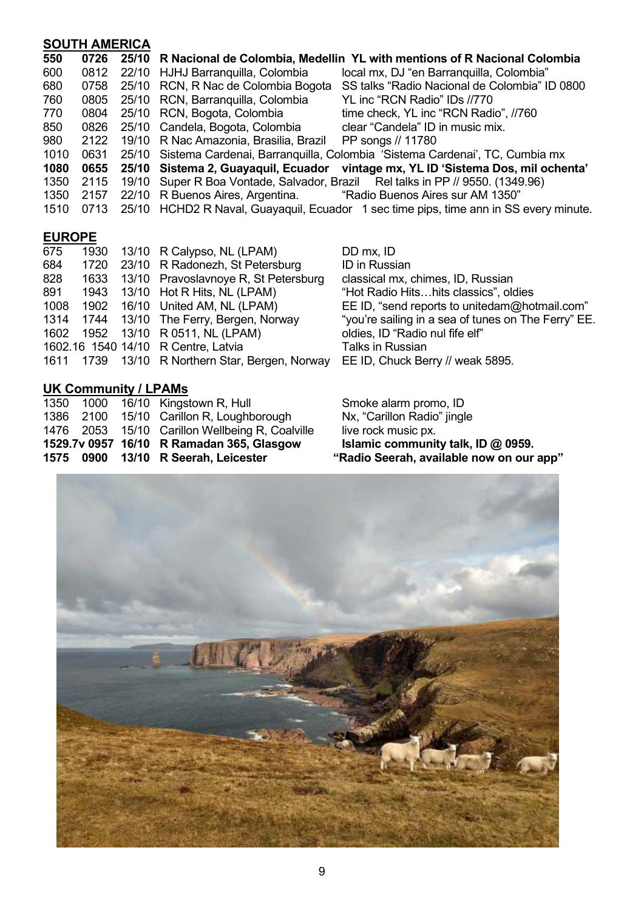## SOUTH AMERICA

| | | | | |
|---|---|---|---|---|
| **550** | **0726** | **25/10** | **R Nacional de Colombia, Medellin** | **YL with mentions of R Nacional Colombia** |
| 600 | 0812 | 22/10 | HJHJ Barranquilla, Colombia | local mx, DJ "en Barranquilla, Colombia" |
| 680 | 0758 | 25/10 | RCN, R Nac de Colombia Bogota | SS talks "Radio Nacional de Colombia" ID 0800 |
| 760 | 0805 | 25/10 | RCN, Barranquilla, Colombia | YL inc "RCN Radio" IDs //770 |
| 770 | 0804 | 25/10 | RCN, Bogota, Colombia | time check, YL inc "RCN Radio", //760 |
| 850 | 0826 | 25/10 | Candela, Bogota, Colombia | clear "Candela" ID in music mix. |
| 980 | 2122 | 19/10 | R Nac Amazonia, Brasilia, Brazil | PP songs // 11780 |
| 1010 | 0631 | 25/10 | Sistema Cardenai, Barranquilla, Colombia | 'Sistema Cardenai', TC, Cumbia mx |
| **1080** | **0655** | **25/10** | **Sistema 2, Guayaquil, Ecuador** | **vintage mx, YL ID 'Sistema Dos, mil ochenta'** |
| 1350 | 2115 | 19/10 | Super R Boa Vontade, Salvador, Brazil | Rel talks in PP // 9550. (1349.96) |
| 1350 | 2157 | 22/10 | R Buenos Aires, Argentina. | "Radio Buenos Aires sur AM 1350" |
| 1510 | 0713 | 25/10 | HCHD2 R Naval, Guayaquil, Ecuador | 1 sec time pips, time ann in SS every minute. |

## EUROPE

| | | | | |
|---|---|---|---|---|
| 675 | 1930 | 13/10 | R Calypso, NL (LPAM) | DD mx, ID |
| 684 | 1720 | 23/10 | R Radonezh, St Petersburg | ID in Russian |
| 828 | 1633 | 13/10 | Pravoslavnoye R, St Petersburg | classical mx, chimes, ID, Russian |
| 891 | 1943 | 13/10 | Hot R Hits, NL (LPAM) | "Hot Radio Hits…hits classics", oldies |
| 1008 | 1902 | 16/10 | United AM, NL (LPAM) | EE ID, "send reports to unitedam@hotmail.com" |
| 1314 | 1744 | 13/10 | The Ferry, Bergen, Norway | "you're sailing in a sea of tunes on The Ferry" EE. |
| 1602 | 1952 | 13/10 | R 0511, NL (LPAM) | oldies, ID "Radio nul fife elf" |
| 1602.16 | 1540 | 14/10 | R Centre, Latvia | Talks in Russian |
| 1611 | 1739 | 13/10 | R Northern Star, Bergen, Norway | EE ID, Chuck Berry // weak 5895. |

## UK Community / LPAMs

| | | | | |
|---|---|---|---|---|
| 1350 | 1000 | 16/10 | Kingstown R, Hull | Smoke alarm promo, ID |
| 1386 | 2100 | 15/10 | Carillon R, Loughborough | Nx, "Carillon Radio" jingle |
| 1476 | 2053 | 15/10 | Carillon Wellbeing R, Coalville | live rock music px. |
| **1529.7v** | **0957** | **16/10** | **R Ramadan 365, Glasgow** | **Islamic community talk, ID @ 0959.** |
| **1575** | **0900** | **13/10** | **R Seerah, Leicester** | **"Radio Seerah, available now on our app"** |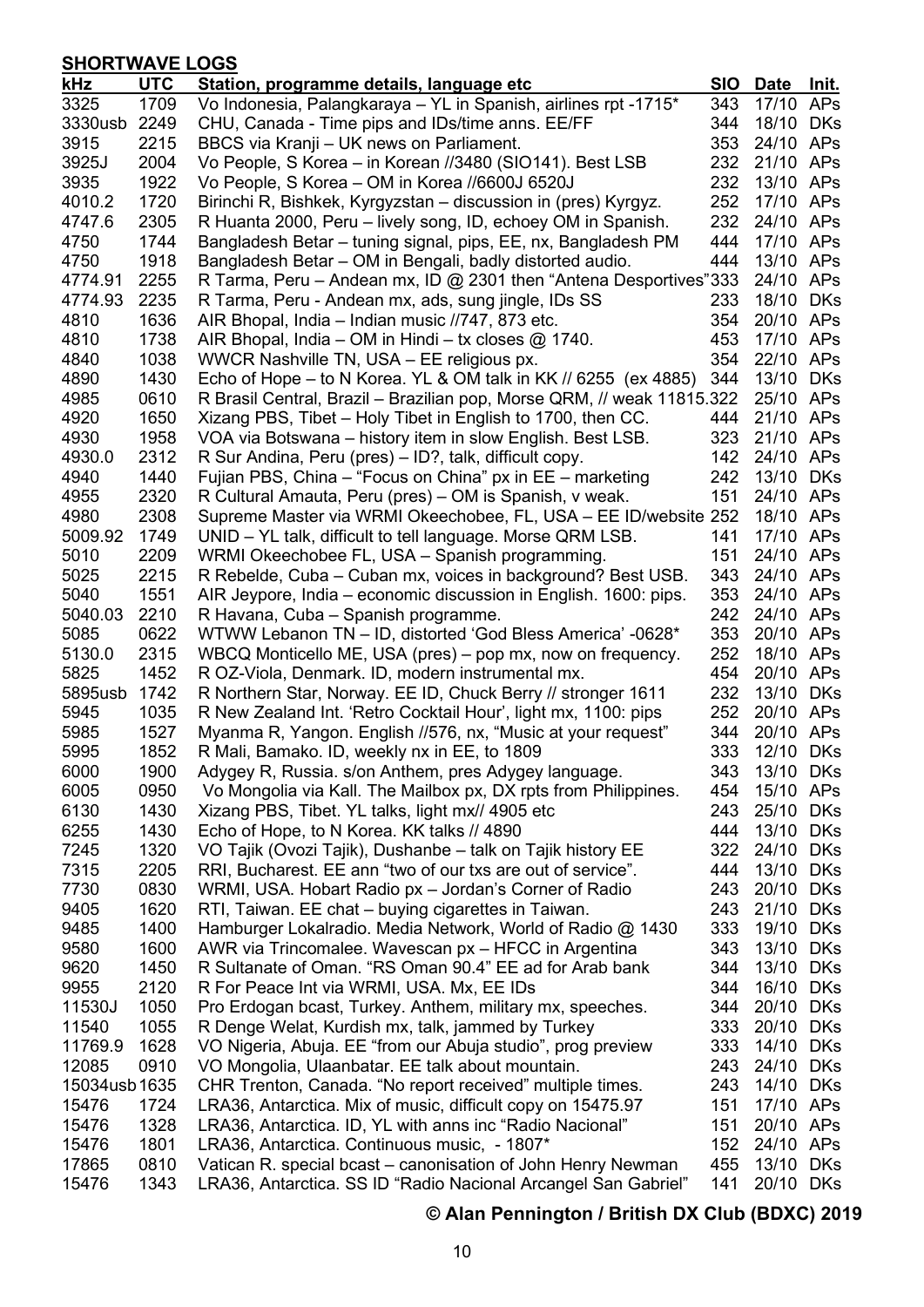## SHORTWAVE LOGS

| kHz | UTC | Station, programme details, language etc | SIO | Date | Init. |
|---|---|---|---|---|---|
| 3325 | 1709 | Vo Indonesia, Palangkaraya – YL in Spanish, airlines rpt -1715* | 343 | 17/10 | APs |
| 3330usb | 2249 | CHU, Canada - Time pips and IDs/time anns. EE/FF | 344 | 18/10 | DKs |
| 3915 | 2215 | BBCS via Kranji – UK news on Parliament. | 353 | 24/10 | APs |
| 3925J | 2004 | Vo People, S Korea – in Korean //3480 (SIO141). Best LSB | 232 | 21/10 | APs |
| 3935 | 1922 | Vo People, S Korea – OM in Korea //6600J 6520J | 232 | 13/10 | APs |
| 4010.2 | 1720 | Birinchi R, Bishkek, Kyrgyzstan – discussion in (pres) Kyrgyz. | 252 | 17/10 | APs |
| 4747.6 | 2305 | R Huanta 2000, Peru – lively song, ID, echoey OM in Spanish. | 232 | 24/10 | APs |
| 4750 | 1744 | Bangladesh Betar – tuning signal, pips, EE, nx, Bangladesh PM | 444 | 17/10 | APs |
| 4750 | 1918 | Bangladesh Betar – OM in Bengali, badly distorted audio. | 444 | 13/10 | APs |
| 4774.91 | 2255 | R Tarma, Peru – Andean mx, ID @ 2301 then "Antena Desportives" | 333 | 24/10 | APs |
| 4774.93 | 2235 | R Tarma, Peru - Andean mx, ads, sung jingle, IDs SS | 233 | 18/10 | DKs |
| 4810 | 1636 | AIR Bhopal, India – Indian music //747, 873 etc. | 354 | 20/10 | APs |
| 4810 | 1738 | AIR Bhopal, India – OM in Hindi – tx closes @ 1740. | 453 | 17/10 | APs |
| 4840 | 1038 | WWCR Nashville TN, USA – EE religious px. | 354 | 22/10 | APs |
| 4890 | 1430 | Echo of Hope – to N Korea. YL & OM talk in KK // 6255 (ex 4885) | 344 | 13/10 | DKs |
| 4985 | 0610 | R Brasil Central, Brazil – Brazilian pop, Morse QRM, // weak 11815. | 322 | 25/10 | APs |
| 4920 | 1650 | Xizang PBS, Tibet – Holy Tibet in English to 1700, then CC. | 444 | 21/10 | APs |
| 4930 | 1958 | VOA via Botswana – history item in slow English. Best LSB. | 323 | 21/10 | APs |
| 4930.0 | 2312 | R Sur Andina, Peru (pres) – ID?, talk, difficult copy. | 142 | 24/10 | APs |
| 4940 | 1440 | Fujian PBS, China – "Focus on China" px in EE – marketing | 242 | 13/10 | DKs |
| 4955 | 2320 | R Cultural Amauta, Peru (pres) – OM is Spanish, v weak. | 151 | 24/10 | APs |
| 4980 | 2308 | Supreme Master via WRMI Okeechobee, FL, USA – EE ID/website | 252 | 18/10 | APs |
| 5009.92 | 1749 | UNID – YL talk, difficult to tell language. Morse QRM LSB. | 141 | 17/10 | APs |
| 5010 | 2209 | WRMI Okeechobee FL, USA – Spanish programming. | 151 | 24/10 | APs |
| 5025 | 2215 | R Rebelde, Cuba – Cuban mx, voices in background? Best USB. | 343 | 24/10 | APs |
| 5040 | 1551 | AIR Jeypore, India – economic discussion in English. 1600: pips. | 353 | 24/10 | APs |
| 5040.03 | 2210 | R Havana, Cuba – Spanish programme. | 242 | 24/10 | APs |
| 5085 | 0622 | WTWW Lebanon TN – ID, distorted 'God Bless America' -0628* | 353 | 20/10 | APs |
| 5130.0 | 2315 | WBCQ Monticello ME, USA (pres) – pop mx, now on frequency. | 252 | 18/10 | APs |
| 5825 | 1452 | R OZ-Viola, Denmark. ID, modern instrumental mx. | 454 | 20/10 | APs |
| 5895usb | 1742 | R Northern Star, Norway. EE ID, Chuck Berry // stronger 1611 | 232 | 13/10 | DKs |
| 5945 | 1035 | R New Zealand Int. 'Retro Cocktail Hour', light mx, 1100: pips | 252 | 20/10 | APs |
| 5985 | 1527 | Myanma R, Yangon. English //576, nx, "Music at your request" | 344 | 20/10 | APs |
| 5995 | 1852 | R Mali, Bamako. ID, weekly nx in EE, to 1809 | 333 | 12/10 | DKs |
| 6000 | 1900 | Adygey R, Russia. s/on Anthem, pres Adygey language. | 343 | 13/10 | DKs |
| 6005 | 0950 | Vo Mongolia via Kall. The Mailbox px, DX rpts from Philippines. | 454 | 15/10 | APs |
| 6130 | 1430 | Xizang PBS, Tibet. YL talks, light mx// 4905 etc | 243 | 25/10 | DKs |
| 6255 | 1430 | Echo of Hope, to N Korea. KK talks // 4890 | 444 | 13/10 | DKs |
| 7245 | 1320 | VO Tajik (Ovozi Tajik), Dushanbe – talk on Tajik history EE | 322 | 24/10 | DKs |
| 7315 | 2205 | RRI, Bucharest. EE ann "two of our txs are out of service". | 444 | 13/10 | DKs |
| 7730 | 0830 | WRMI, USA. Hobart Radio px – Jordan's Corner of Radio | 243 | 20/10 | DKs |
| 9405 | 1620 | RTI, Taiwan. EE chat – buying cigarettes in Taiwan. | 243 | 21/10 | DKs |
| 9485 | 1400 | Hamburger Lokalradio. Media Network, World of Radio @ 1430 | 333 | 19/10 | DKs |
| 9580 | 1600 | AWR via Trincomalee. Wavescan px – HFCC in Argentina | 343 | 13/10 | DKs |
| 9620 | 1450 | R Sultanate of Oman. "RS Oman 90.4" EE ad for Arab bank | 344 | 13/10 | DKs |
| 9955 | 2120 | R For Peace Int via WRMI, USA. Mx, EE IDs | 344 | 16/10 | DKs |
| 11530J | 1050 | Pro Erdogan bcast, Turkey. Anthem, military mx, speeches. | 344 | 20/10 | DKs |
| 11540 | 1055 | R Denge Welat, Kurdish mx, talk, jammed by Turkey | 333 | 20/10 | DKs |
| 11769.9 | 1628 | VO Nigeria, Abuja. EE "from our Abuja studio", prog preview | 333 | 14/10 | DKs |
| 12085 | 0910 | VO Mongolia, Ulaanbatar. EE talk about mountain. | 243 | 24/10 | DKs |
| 15034usb | 1635 | CHR Trenton, Canada. "No report received" multiple times. | 243 | 14/10 | DKs |
| 15476 | 1724 | LRA36, Antarctica. Mix of music, difficult copy on 15475.97 | 151 | 17/10 | APs |
| 15476 | 1328 | LRA36, Antarctica. ID, YL with anns inc "Radio Nacional" | 151 | 20/10 | APs |
| 15476 | 1801 | LRA36, Antarctica. Continuous music, - 1807* | 152 | 24/10 | APs |
| 17865 | 0810 | Vatican R. special bcast – canonisation of John Henry Newman | 455 | 13/10 | DKs |
| 15476 | 1343 | LRA36, Antarctica. SS ID "Radio Nacional Arcangel San Gabriel" | 141 | 20/10 | DKs |

**© Alan Pennington / British DX Club (BDXC) 2019**